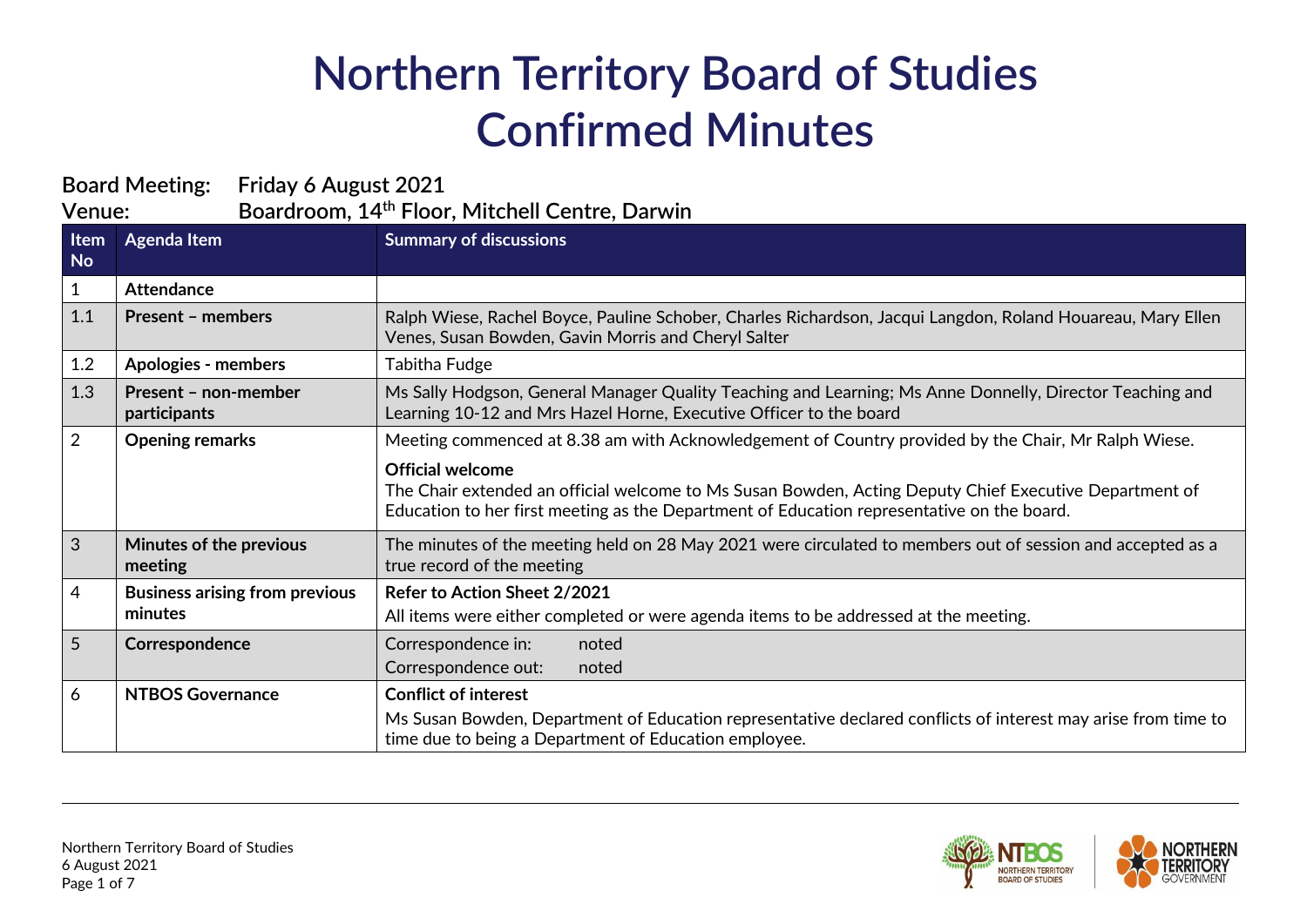# Northern Territory Board of Studies
# Confirmed Minutes

**Board Meeting:** Friday 6 August 2021
**Venue:** Boardroom, 14th Floor, Mitchell Centre, Darwin

| Item No | Agenda Item | Summary of discussions |
|---|---|---|
| 1 | **Attendance** | |
| 1.1 | **Present – members** | Ralph Wiese, Rachel Boyce, Pauline Schober, Charles Richardson, Jacqui Langdon, Roland Houareau, Mary Ellen Venes, Susan Bowden, Gavin Morris and Cheryl Salter |
| 1.2 | **Apologies - members** | Tabitha Fudge |
| 1.3 | **Present – non-member participants** | Ms Sally Hodgson, General Manager Quality Teaching and Learning; Ms Anne Donnelly, Director Teaching and Learning 10-12 and Mrs Hazel Horne, Executive Officer to the board |
| 2 | **Opening remarks** | Meeting commenced at 8.38 am with Acknowledgement of Country provided by the Chair, Mr Ralph Wiese.<br><br>**Official welcome**<br>The Chair extended an official welcome to Ms Susan Bowden, Acting Deputy Chief Executive Department of Education to her first meeting as the Department of Education representative on the board. |
| 3 | **Minutes of the previous meeting** | The minutes of the meeting held on 28 May 2021 were circulated to members out of session and accepted as a true record of the meeting |
| 4 | **Business arising from previous minutes** | **Refer to Action Sheet 2/2021**<br>All items were either completed or were agenda items to be addressed at the meeting. |
| 5 | **Correspondence** | Correspondence in: noted<br>Correspondence out: noted |
| 6 | **NTBOS Governance** | **Conflict of interest**<br>Ms Susan Bowden, Department of Education representative declared conflicts of interest may arise from time to time due to being a Department of Education employee. |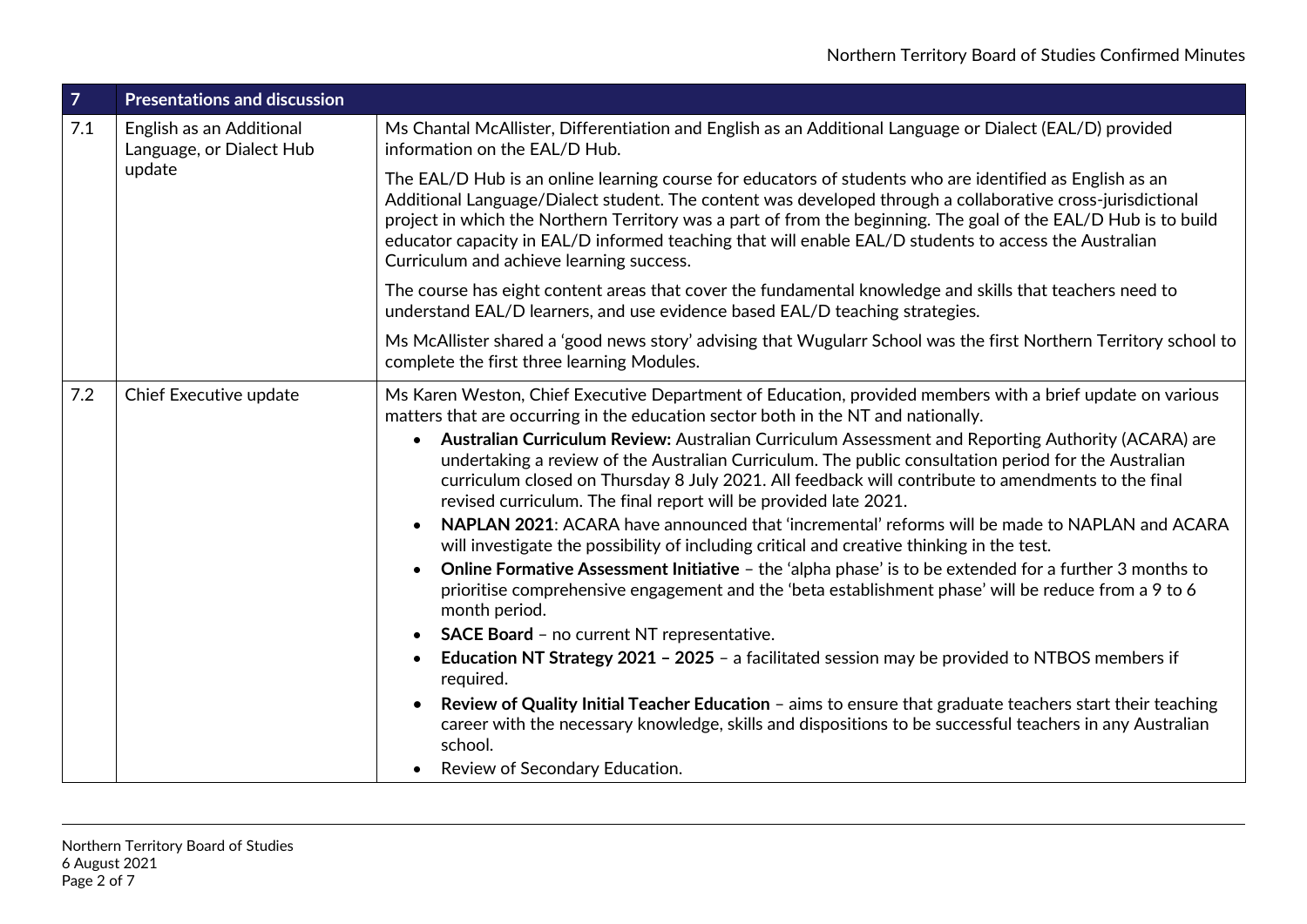| 7 | Presentations and discussion | |
|---|---|---|
| 7.1 | English as an Additional Language, or Dialect Hub update | Ms Chantal McAllister, Differentiation and English as an Additional Language or Dialect (EAL/D) provided information on the EAL/D Hub.<br><br>The EAL/D Hub is an online learning course for educators of students who are identified as English as an Additional Language/Dialect student. The content was developed through a collaborative cross-jurisdictional project in which the Northern Territory was a part of from the beginning. The goal of the EAL/D Hub is to build educator capacity in EAL/D informed teaching that will enable EAL/D students to access the Australian Curriculum and achieve learning success.<br><br>The course has eight content areas that cover the fundamental knowledge and skills that teachers need to understand EAL/D learners, and use evidence based EAL/D teaching strategies.<br><br>Ms McAllister shared a 'good news story' advising that Wugularr School was the first Northern Territory school to complete the first three learning Modules. |
| 7.2 | Chief Executive update | Ms Karen Weston, Chief Executive Department of Education, provided members with a brief update on various matters that are occurring in the education sector both in the NT and nationally.<br>• **Australian Curriculum Review:** Australian Curriculum Assessment and Reporting Authority (ACARA) are undertaking a review of the Australian Curriculum. The public consultation period for the Australian curriculum closed on Thursday 8 July 2021. All feedback will contribute to amendments to the final revised curriculum. The final report will be provided late 2021.<br>• **NAPLAN 2021**: ACARA have announced that 'incremental' reforms will be made to NAPLAN and ACARA will investigate the possibility of including critical and creative thinking in the test.<br>• **Online Formative Assessment Initiative** – the 'alpha phase' is to be extended for a further 3 months to prioritise comprehensive engagement and the 'beta establishment phase' will be reduce from a 9 to 6 month period.<br>• **SACE Board** – no current NT representative.<br>• **Education NT Strategy 2021 – 2025** – a facilitated session may be provided to NTBOS members if required.<br>• **Review of Quality Initial Teacher Education** – aims to ensure that graduate teachers start their teaching career with the necessary knowledge, skills and dispositions to be successful teachers in any Australian school.<br>• Review of Secondary Education. |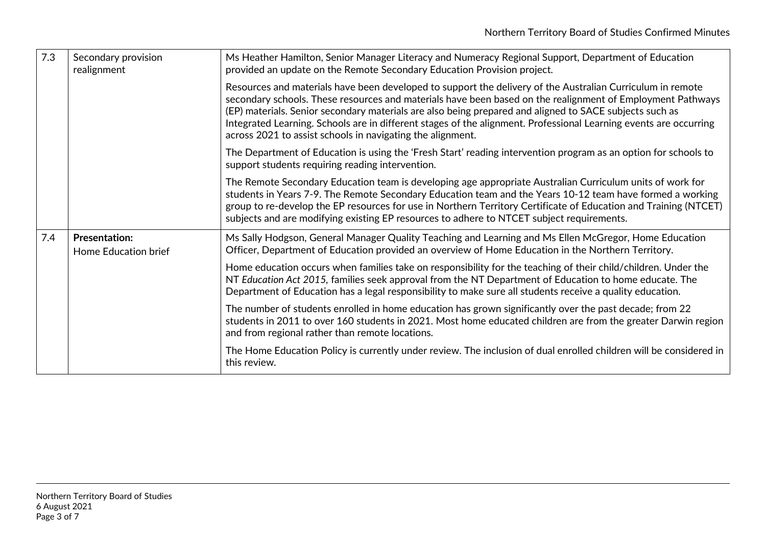| | | |
|---|---|---|
| 7.3 | Secondary provision realignment | Ms Heather Hamilton, Senior Manager Literacy and Numeracy Regional Support, Department of Education provided an update on the Remote Secondary Education Provision project.<br><br>Resources and materials have been developed to support the delivery of the Australian Curriculum in remote secondary schools. These resources and materials have been based on the realignment of Employment Pathways (EP) materials. Senior secondary materials are also being prepared and aligned to SACE subjects such as Integrated Learning. Schools are in different stages of the alignment. Professional Learning events are occurring across 2021 to assist schools in navigating the alignment.<br><br>The Department of Education is using the 'Fresh Start' reading intervention program as an option for schools to support students requiring reading intervention.<br><br>The Remote Secondary Education team is developing age appropriate Australian Curriculum units of work for students in Years 7-9. The Remote Secondary Education team and the Years 10-12 team have formed a working group to re-develop the EP resources for use in Northern Territory Certificate of Education and Training (NTCET) subjects and are modifying existing EP resources to adhere to NTCET subject requirements. |
| 7.4 | **Presentation:**<br>Home Education brief | Ms Sally Hodgson, General Manager Quality Teaching and Learning and Ms Ellen McGregor, Home Education Officer, Department of Education provided an overview of Home Education in the Northern Territory.<br><br>Home education occurs when families take on responsibility for the teaching of their child/children. Under the NT *Education Act 2015*, families seek approval from the NT Department of Education to home educate. The Department of Education has a legal responsibility to make sure all students receive a quality education.<br><br>The number of students enrolled in home education has grown significantly over the past decade; from 22 students in 2011 to over 160 students in 2021. Most home educated children are from the greater Darwin region and from regional rather than remote locations.<br><br>The Home Education Policy is currently under review. The inclusion of dual enrolled children will be considered in this review. |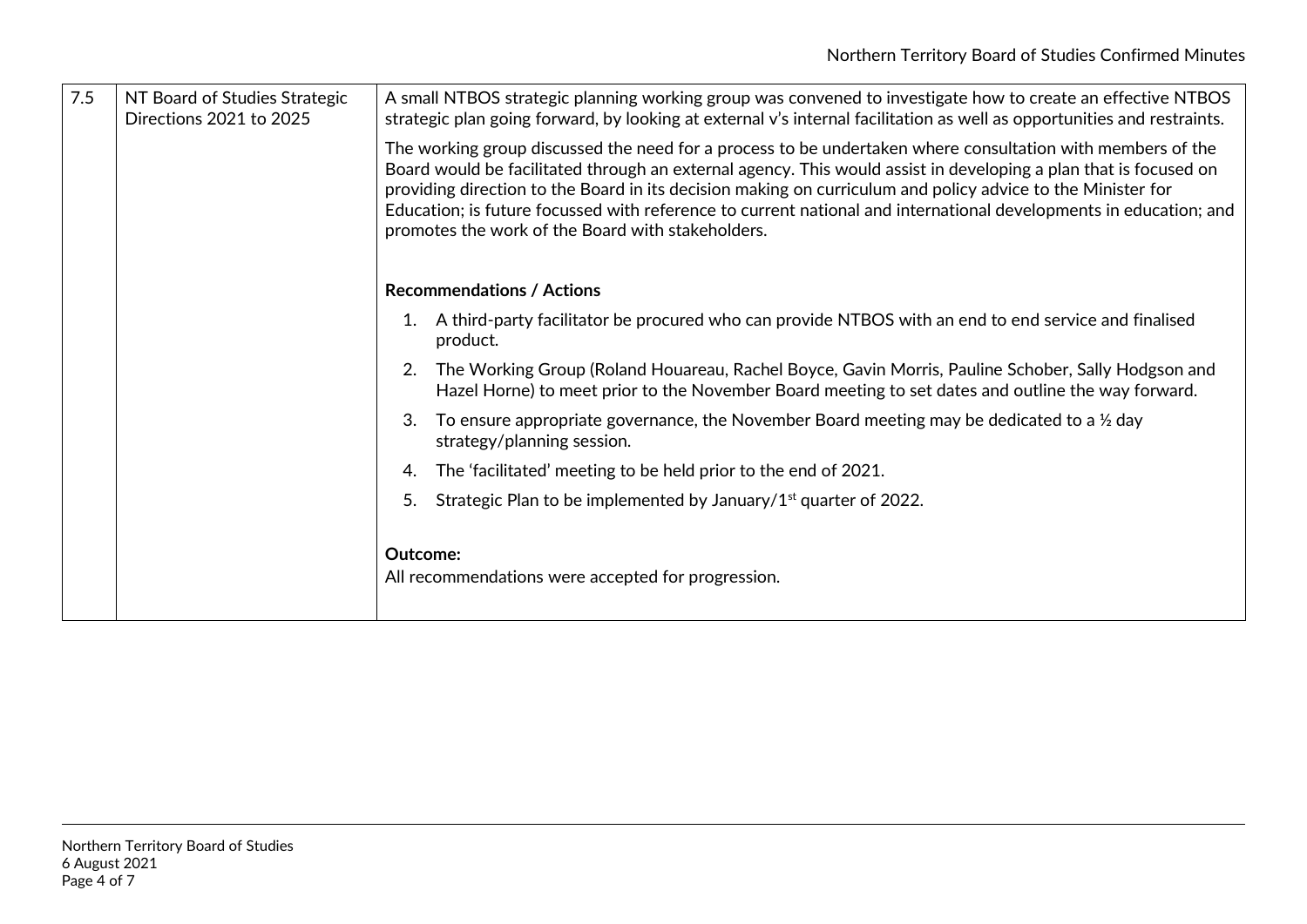| 7.5 | NT Board of Studies Strategic Directions 2021 to 2025 | A small NTBOS strategic planning working group was convened to investigate how to create an effective NTBOS strategic plan going forward, by looking at external v's internal facilitation as well as opportunities and restraints.<br><br>The working group discussed the need for a process to be undertaken where consultation with members of the Board would be facilitated through an external agency. This would assist in developing a plan that is focused on providing direction to the Board in its decision making on curriculum and policy advice to the Minister for Education; is future focussed with reference to current national and international developments in education; and promotes the work of the Board with stakeholders.<br><br>**Recommendations / Actions**<br><br>1. A third-party facilitator be procured who can provide NTBOS with an end to end service and finalised product.<br>2. The Working Group (Roland Houareau, Rachel Boyce, Gavin Morris, Pauline Schober, Sally Hodgson and Hazel Horne) to meet prior to the November Board meeting to set dates and outline the way forward.<br>3. To ensure appropriate governance, the November Board meeting may be dedicated to a ½ day strategy/planning session.<br>4. The 'facilitated' meeting to be held prior to the end of 2021.<br>5. Strategic Plan to be implemented by January/1st quarter of 2022.<br><br>**Outcome:**<br>All recommendations were accepted for progression. |
|---|---|---|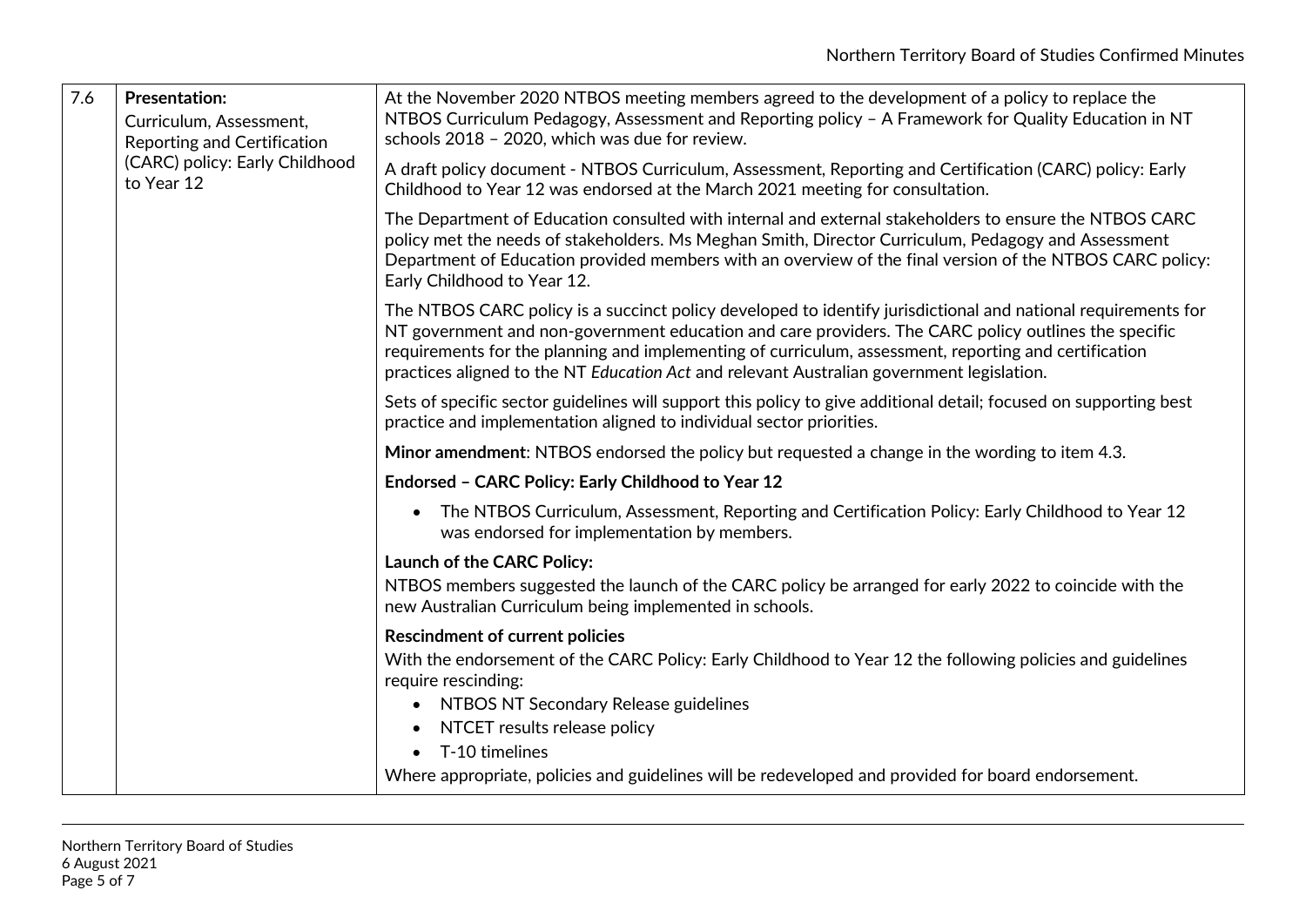| 7.6 | **Presentation:** Curriculum, Assessment, Reporting and Certification (CARC) policy: Early Childhood to Year 12 | At the November 2020 NTBOS meeting members agreed to the development of a policy to replace the NTBOS Curriculum Pedagogy, Assessment and Reporting policy – A Framework for Quality Education in NT schools 2018 – 2020, which was due for review.<br><br>A draft policy document - NTBOS Curriculum, Assessment, Reporting and Certification (CARC) policy: Early Childhood to Year 12 was endorsed at the March 2021 meeting for consultation.<br><br>The Department of Education consulted with internal and external stakeholders to ensure the NTBOS CARC policy met the needs of stakeholders. Ms Meghan Smith, Director Curriculum, Pedagogy and Assessment Department of Education provided members with an overview of the final version of the NTBOS CARC policy: Early Childhood to Year 12.<br><br>The NTBOS CARC policy is a succinct policy developed to identify jurisdictional and national requirements for NT government and non-government education and care providers. The CARC policy outlines the specific requirements for the planning and implementing of curriculum, assessment, reporting and certification practices aligned to the NT *Education Act* and relevant Australian government legislation.<br><br>Sets of specific sector guidelines will support this policy to give additional detail; focused on supporting best practice and implementation aligned to individual sector priorities.<br><br>**Minor amendment**: NTBOS endorsed the policy but requested a change in the wording to item 4.3.<br><br>**Endorsed – CARC Policy: Early Childhood to Year 12**<br><br>• The NTBOS Curriculum, Assessment, Reporting and Certification Policy: Early Childhood to Year 12 was endorsed for implementation by members.<br><br>**Launch of the CARC Policy:**<br>NTBOS members suggested the launch of the CARC policy be arranged for early 2022 to coincide with the new Australian Curriculum being implemented in schools.<br><br>**Rescindment of current policies**<br>With the endorsement of the CARC Policy: Early Childhood to Year 12 the following policies and guidelines require rescinding:<br>• NTBOS NT Secondary Release guidelines<br>• NTCET results release policy<br>• T-10 timelines<br>Where appropriate, policies and guidelines will be redeveloped and provided for board endorsement. |
|---|---|---|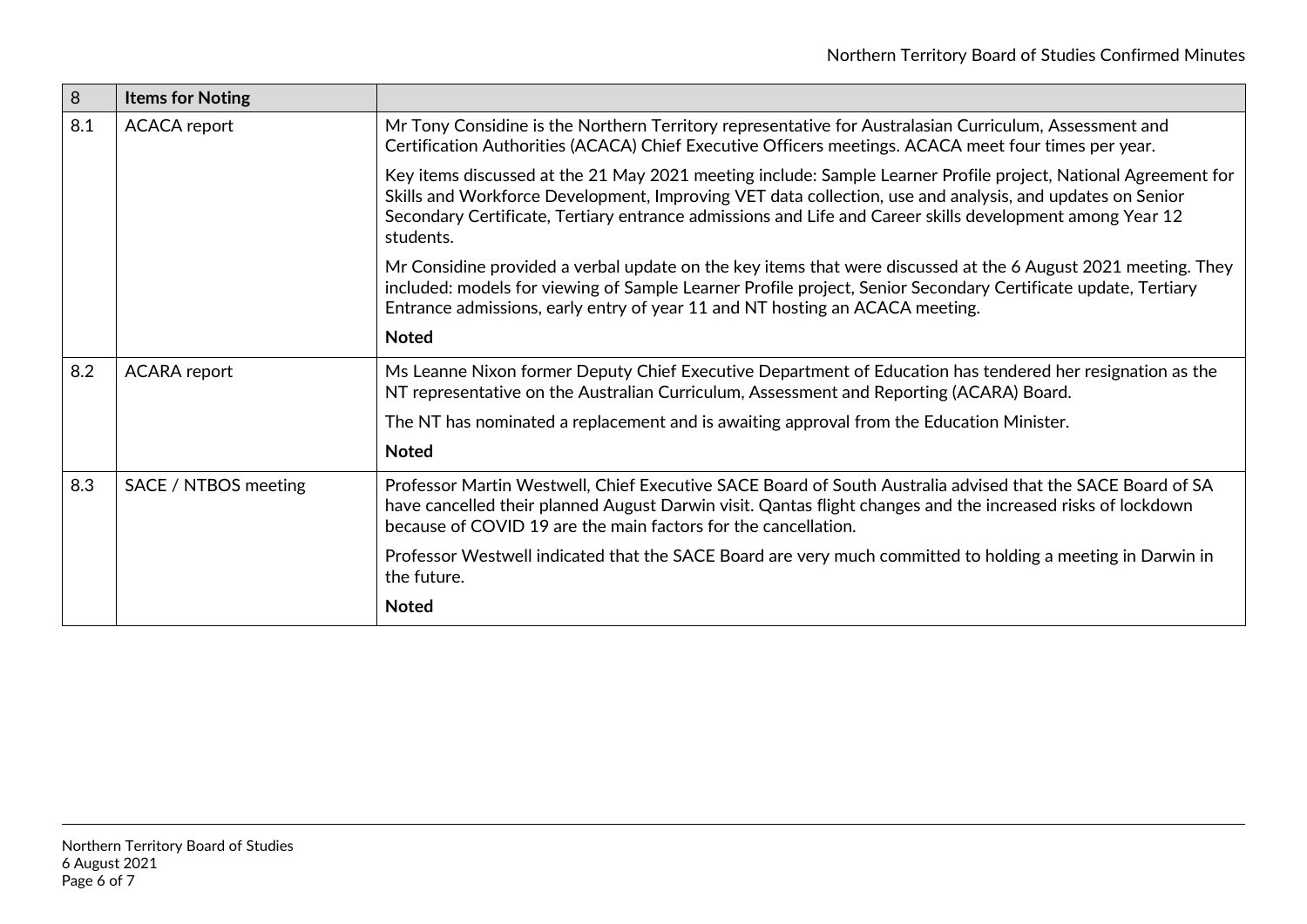| 8 | **Items for Noting** | |
|---|---|---|
| 8.1 | ACACA report | Mr Tony Considine is the Northern Territory representative for Australasian Curriculum, Assessment and Certification Authorities (ACACA) Chief Executive Officers meetings. ACACA meet four times per year.<br><br>Key items discussed at the 21 May 2021 meeting include: Sample Learner Profile project, National Agreement for Skills and Workforce Development, Improving VET data collection, use and analysis, and updates on Senior Secondary Certificate, Tertiary entrance admissions and Life and Career skills development among Year 12 students.<br><br>Mr Considine provided a verbal update on the key items that were discussed at the 6 August 2021 meeting. They included: models for viewing of Sample Learner Profile project, Senior Secondary Certificate update, Tertiary Entrance admissions, early entry of year 11 and NT hosting an ACACA meeting.<br><br>**Noted** |
| 8.2 | ACARA report | Ms Leanne Nixon former Deputy Chief Executive Department of Education has tendered her resignation as the NT representative on the Australian Curriculum, Assessment and Reporting (ACARA) Board.<br><br>The NT has nominated a replacement and is awaiting approval from the Education Minister.<br><br>**Noted** |
| 8.3 | SACE / NTBOS meeting | Professor Martin Westwell, Chief Executive SACE Board of South Australia advised that the SACE Board of SA have cancelled their planned August Darwin visit. Qantas flight changes and the increased risks of lockdown because of COVID 19 are the main factors for the cancellation.<br><br>Professor Westwell indicated that the SACE Board are very much committed to holding a meeting in Darwin in the future.<br><br>**Noted** |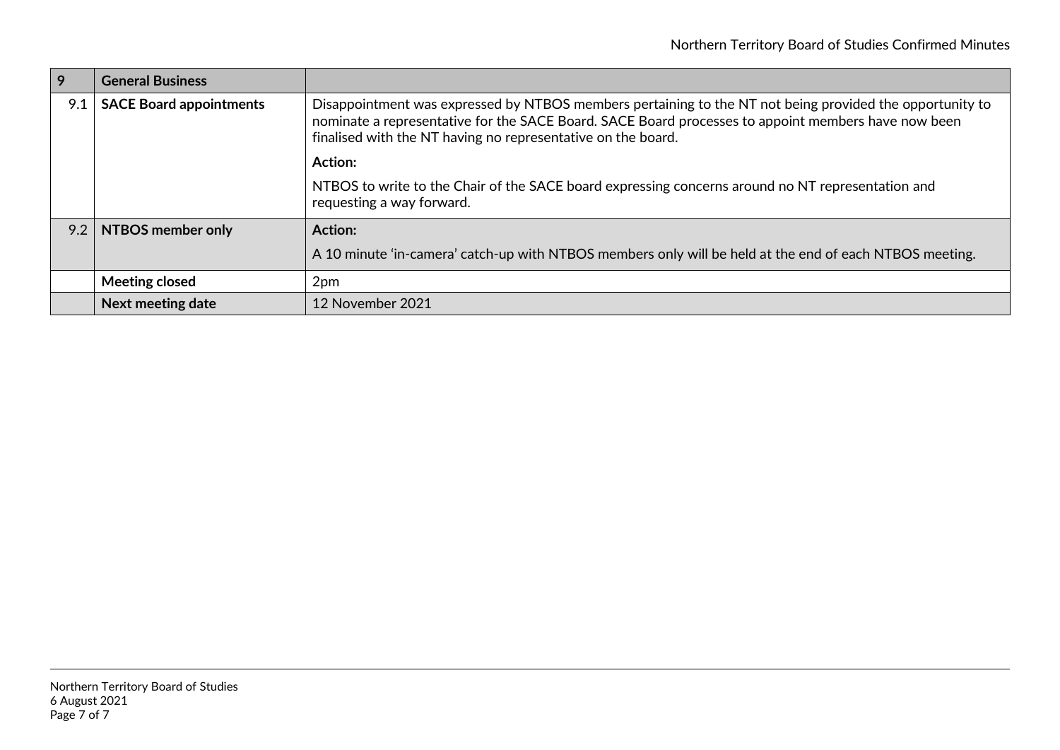| 9 | **General Business** | |
|---|---|---|
| 9.1 | **SACE Board appointments** | Disappointment was expressed by NTBOS members pertaining to the NT not being provided the opportunity to nominate a representative for the SACE Board. SACE Board processes to appoint members have now been finalised with the NT having no representative on the board.<br><br>**Action:**<br><br>NTBOS to write to the Chair of the SACE board expressing concerns around no NT representation and requesting a way forward. |
| 9.2 | **NTBOS member only** | **Action:**<br><br>A 10 minute 'in-camera' catch-up with NTBOS members only will be held at the end of each NTBOS meeting. |
| | **Meeting closed** | 2pm |
| | **Next meeting date** | 12 November 2021 |